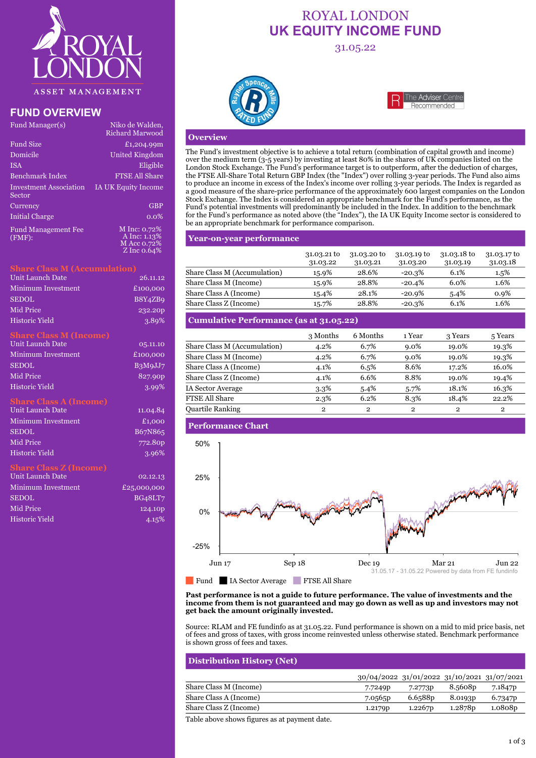# ROYAL LONDON UK EQUITY INCOME FUND

31.05.22

## FUND OVERVIEW

| | |
|---|---|
| Fund Manager(s) | Niko de Walden, Richard Marwood |
| Fund Size | £1,204.99m |
| Domicile | United Kingdom |
| ISA | Eligible |
| Benchmark Index | FTSE All Share |
| Investment Association Sector | IA UK Equity Income |
| Currency | GBP |
| Initial Charge | 0.0% |
| Fund Management Fee (FMF): | M Inc: 0.72% A Inc: 1.13% M Acc 0.72% Z Inc 0.64% |

### Share Class M (Accumulation)

| | |
|---|---|
| Unit Launch Date | 26.11.12 |
| Minimum Investment | £100,000 |
| SEDOL | B8Y4ZB9 |
| Mid Price | 232.20p |
| Historic Yield | 3.89% |

### Share Class M (Income)

| | |
|---|---|
| Unit Launch Date | 05.11.10 |
| Minimum Investment | £100,000 |
| SEDOL | B3M9JJ7 |
| Mid Price | 827.90p |
| Historic Yield | 3.99% |

### Share Class A (Income)

| | |
|---|---|
| Unit Launch Date | 11.04.84 |
| Minimum Investment | £1,000 |
| SEDOL | B67N865 |
| Mid Price | 772.80p |
| Historic Yield | 3.96% |

### Share Class Z (Income)

| | |
|---|---|
| Unit Launch Date | 02.12.13 |
| Minimum Investment | £25,000,000 |
| SEDOL | BG48LT7 |
| Mid Price | 124.10p |
| Historic Yield | 4.15% |

## Overview

The Fund's investment objective is to achieve a total return (combination of capital growth and income) over the medium term (3-5 years) by investing at least 80% in the shares of UK companies listed on the London Stock Exchange. The Fund's performance target is to outperform, after the deduction of charges, the FTSE All-Share Total Return GBP Index (the "Index") over rolling 3-year periods. The Fund also aims to produce an income in excess of the Index's income over rolling 3-year periods. The Index is regarded as a good measure of the share-price performance of the approximately 600 largest companies on the London Stock Exchange. The Index is considered an appropriate benchmark for the Fund's performance, as the Fund's potential investments will predominantly be included in the Index. In addition to the benchmark for the Fund's performance as noted above (the "Index"), the IA UK Equity Income sector is considered to be an appropriate benchmark for performance comparison.

## Year-on-year performance

| | 31.03.21 to 31.03.22 | 31.03.20 to 31.03.21 | 31.03.19 to 31.03.20 | 31.03.18 to 31.03.19 | 31.03.17 to 31.03.18 |
|---|---|---|---|---|---|
| Share Class M (Accumulation) | 15.9% | 28.6% | -20.3% | 6.1% | 1.5% |
| Share Class M (Income) | 15.9% | 28.8% | -20.4% | 6.0% | 1.6% |
| Share Class A (Income) | 15.4% | 28.1% | -20.9% | 5.4% | 0.9% |
| Share Class Z (Income) | 15.7% | 28.8% | -20.3% | 6.1% | 1.6% |

## Cumulative Performance (as at 31.05.22)

| | 3 Months | 6 Months | 1 Year | 3 Years | 5 Years |
|---|---|---|---|---|---|
| Share Class M (Accumulation) | 4.2% | 6.7% | 9.0% | 19.0% | 19.3% |
| Share Class M (Income) | 4.2% | 6.7% | 9.0% | 19.0% | 19.3% |
| Share Class A (Income) | 4.1% | 6.5% | 8.6% | 17.2% | 16.0% |
| Share Class Z (Income) | 4.1% | 6.6% | 8.8% | 19.0% | 19.4% |
| IA Sector Average | 3.3% | 5.4% | 5.7% | 18.1% | 16.3% |
| FTSE All Share | 2.3% | 6.2% | 8.3% | 18.4% | 22.2% |
| Quartile Ranking | 2 | 2 | 2 | 2 | 2 |

## Performance Chart

31.05.17 - 31.05.22 Powered by data from FE fundinfo

Fund | IA Sector Average | FTSE All Share

**Past performance is not a guide to future performance. The value of investments and the income from them is not guaranteed and may go down as well as up and investors may not get back the amount originally invested.**

Source: RLAM and FE fundinfo as at 31.05.22. Fund performance is shown on a mid to mid price basis, net of fees and gross of taxes, with gross income reinvested unless otherwise stated. Benchmark performance is shown gross of fees and taxes.

## Distribution History (Net)

| | 30/04/2022 | 31/01/2022 | 31/10/2021 | 31/07/2021 |
|---|---|---|---|---|
| Share Class M (Income) | 7.7249p | 7.2773p | 8.5608p | 7.1847p |
| Share Class A (Income) | 7.0565p | 6.6588p | 8.0193p | 6.7347p |
| Share Class Z (Income) | 1.2179p | 1.2267p | 1.2878p | 1.0808p |

Table above shows figures as at payment date.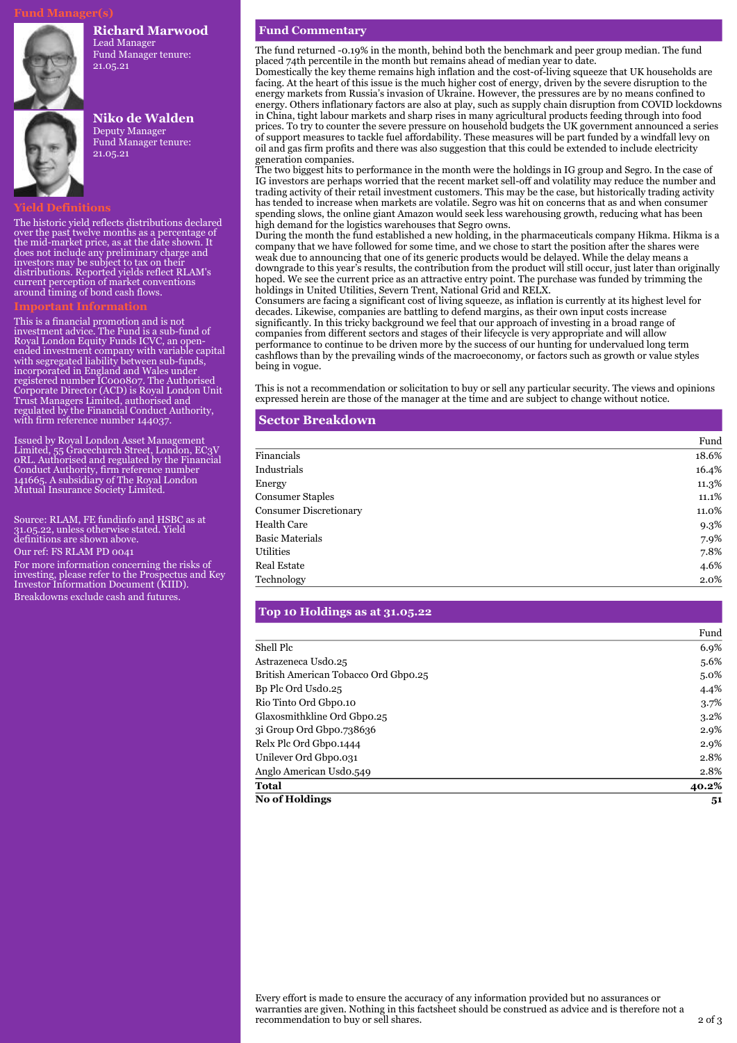## Fund Manager(s)

**Richard Marwood**
Lead Manager
Fund Manager tenure: 21.05.21

**Niko de Walden**
Deputy Manager
Fund Manager tenure: 21.05.21

## Yield Definitions

The historic yield reflects distributions declared over the past twelve months as a percentage of the mid-market price, as at the date shown. It does not include any preliminary charge and investors may be subject to tax on their distributions. Reported yields reflect RLAM's current perception of market conventions around timing of bond cash flows.

## Important Information

This is a financial promotion and is not investment advice. The Fund is a sub-fund of Royal London Equity Funds ICVC, an open-ended investment company with variable capital with segregated liability between sub-funds, incorporated in England and Wales under registered number IC000807. The Authorised Corporate Director (ACD) is Royal London Unit Trust Managers Limited, authorised and regulated by the Financial Conduct Authority, with firm reference number 144037.

Issued by Royal London Asset Management Limited, 55 Gracechurch Street, London, EC3V 0RL. Authorised and regulated by the Financial Conduct Authority, firm reference number 141665. A subsidiary of The Royal London Mutual Insurance Society Limited.

Source: RLAM, FE fundinfo and HSBC as at 31.05.22, unless otherwise stated. Yield definitions are shown above.

Our ref: FS RLAM PD 0041

For more information concerning the risks of investing, please refer to the Prospectus and Key Investor Information Document (KIID).

Breakdowns exclude cash and futures.

## Fund Commentary

The fund returned -0.19% in the month, behind both the benchmark and peer group median. The fund placed 74th percentile in the month but remains ahead of median year to date.

Domestically the key theme remains high inflation and the cost-of-living squeeze that UK households are facing. At the heart of this issue is the much higher cost of energy, driven by the severe disruption to the energy markets from Russia's invasion of Ukraine. However, the pressures are by no means confined to energy. Others inflationary factors are also at play, such as supply chain disruption from COVID lockdowns in China, tight labour markets and sharp rises in many agricultural products feeding through into food prices. To try to counter the severe pressure on household budgets the UK government announced a series of support measures to tackle fuel affordability. These measures will be part funded by a windfall levy on oil and gas firm profits and there was also suggestion that this could be extended to include electricity generation companies.

The two biggest hits to performance in the month were the holdings in IG group and Segro. In the case of IG investors are perhaps worried that the recent market sell-off and volatility may reduce the number and trading activity of their retail investment customers. This may be the case, but historically trading activity has tended to increase when markets are volatile. Segro was hit on concerns that as and when consumer spending slows, the online giant Amazon would seek less warehousing growth, reducing what has been high demand for the logistics warehouses that Segro owns.

During the month the fund established a new holding, in the pharmaceuticals company Hikma. Hikma is a company that we have followed for some time, and we chose to start the position after the shares were weak due to announcing that one of its generic products would be delayed. While the delay means a downgrade to this year's results, the contribution from the product will still occur, just later than originally hoped. We see the current price as an attractive entry point. The purchase was funded by trimming the holdings in United Utilities, Severn Trent, National Grid and RELX.

Consumers are facing a significant cost of living squeeze, as inflation is currently at its highest level for decades. Likewise, companies are battling to defend margins, as their own input costs increase significantly. In this tricky background we feel that our approach of investing in a broad range of companies from different sectors and stages of their lifecycle is very appropriate and will allow performance to continue to be driven more by the success of our hunting for undervalued long term cashflows than by the prevailing winds of the macroeconomy, or factors such as growth or value styles being in vogue.

This is not a recommendation or solicitation to buy or sell any particular security. The views and opinions expressed herein are those of the manager at the time and are subject to change without notice.

## Sector Breakdown

| | Fund |
|---|---|
| Financials | 18.6% |
| Industrials | 16.4% |
| Energy | 11.3% |
| Consumer Staples | 11.1% |
| Consumer Discretionary | 11.0% |
| Health Care | 9.3% |
| Basic Materials | 7.9% |
| Utilities | 7.8% |
| Real Estate | 4.6% |
| Technology | 2.0% |

## Top 10 Holdings as at 31.05.22

| | Fund |
|---|---|
| Shell Plc | 6.9% |
| Astrazeneca Usd0.25 | 5.6% |
| British American Tobacco Ord Gbp0.25 | 5.0% |
| Bp Plc Ord Usd0.25 | 4.4% |
| Rio Tinto Ord Gbp0.10 | 3.7% |
| Glaxosmithkline Ord Gbp0.25 | 3.2% |
| 3i Group Ord Gbp0.738636 | 2.9% |
| Relx Plc Ord Gbp0.1444 | 2.9% |
| Unilever Ord Gbp0.031 | 2.8% |
| Anglo American Usd0.549 | 2.8% |
| **Total** | **40.2%** |
| **No of Holdings** | **51** |

Every effort is made to ensure the accuracy of any information provided but no assurances or warranties are given. Nothing in this factsheet should be construed as advice and is therefore not a recommendation to buy or sell shares.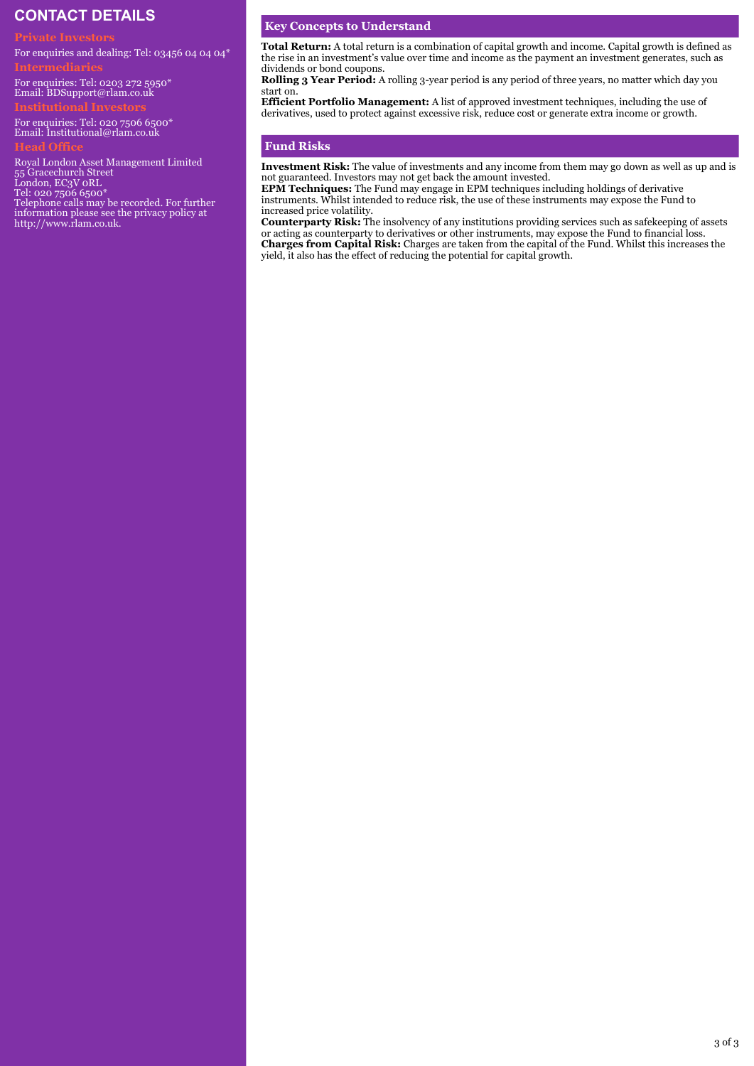## CONTACT DETAILS

### Private Investors

For enquiries and dealing: Tel: 03456 04 04 04*

### Intermediaries

For enquiries: Tel: 0203 272 5950*
Email: BDSupport@rlam.co.uk

### Institutional Investors

For enquiries: Tel: 020 7506 6500*
Email: Institutional@rlam.co.uk

### Head Office

Royal London Asset Management Limited
55 Gracechurch Street
London, EC3V 0RL
Tel: 020 7506 6500*
Telephone calls may be recorded. For further information please see the privacy policy at http://www.rlam.co.uk.

## Key Concepts to Understand

**Total Return:** A total return is a combination of capital growth and income. Capital growth is defined as the rise in an investment's value over time and income as the payment an investment generates, such as dividends or bond coupons.
**Rolling 3 Year Period:** A rolling 3-year period is any period of three years, no matter which day you start on.
**Efficient Portfolio Management:** A list of approved investment techniques, including the use of derivatives, used to protect against excessive risk, reduce cost or generate extra income or growth.

## Fund Risks

**Investment Risk:** The value of investments and any income from them may go down as well as up and is not guaranteed. Investors may not get back the amount invested.
**EPM Techniques:** The Fund may engage in EPM techniques including holdings of derivative instruments. Whilst intended to reduce risk, the use of these instruments may expose the Fund to increased price volatility.
**Counterparty Risk:** The insolvency of any institutions providing services such as safekeeping of assets or acting as counterparty to derivatives or other instruments, may expose the Fund to financial loss.
**Charges from Capital Risk:** Charges are taken from the capital of the Fund. Whilst this increases the yield, it also has the effect of reducing the potential for capital growth.